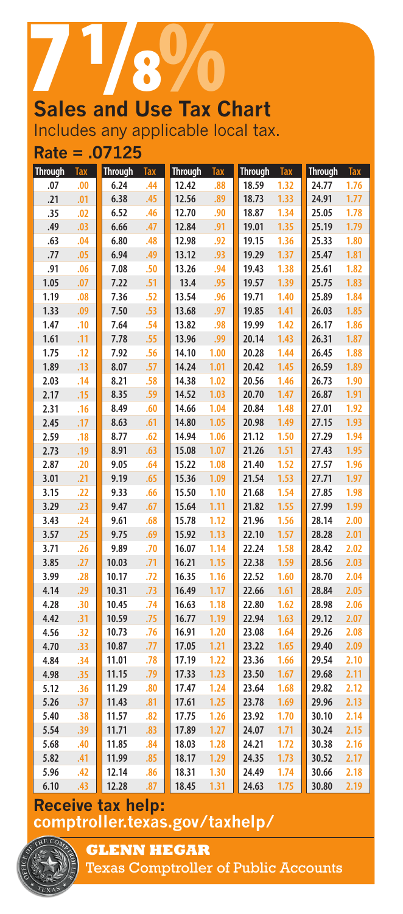# 7 1/8%

## Sales and Use Tax Chart

Includes any applicable local tax.

**Rate = .07125**

| Through | Tax | Through | Tax | Through | Tax | Through | Tax | Through | Tax |
|---|---|---|---|---|---|---|---|---|---|
| .07 | .00 | 6.24 | .44 | 12.42 | .88 | 18.59 | 1.32 | 24.77 | 1.76 |
| .21 | .01 | 6.38 | .45 | 12.56 | .89 | 18.73 | 1.33 | 24.91 | 1.77 |
| .35 | .02 | 6.52 | .46 | 12.70 | .90 | 18.87 | 1.34 | 25.05 | 1.78 |
| .49 | .03 | 6.66 | .47 | 12.84 | .91 | 19.01 | 1.35 | 25.19 | 1.79 |
| .63 | .04 | 6.80 | .48 | 12.98 | .92 | 19.15 | 1.36 | 25.33 | 1.80 |
| .77 | .05 | 6.94 | .49 | 13.12 | .93 | 19.29 | 1.37 | 25.47 | 1.81 |
| .91 | .06 | 7.08 | .50 | 13.26 | .94 | 19.43 | 1.38 | 25.61 | 1.82 |
| 1.05 | .07 | 7.22 | .51 | 13.4 | .95 | 19.57 | 1.39 | 25.75 | 1.83 |
| 1.19 | .08 | 7.36 | .52 | 13.54 | .96 | 19.71 | 1.40 | 25.89 | 1.84 |
| 1.33 | .09 | 7.50 | .53 | 13.68 | .97 | 19.85 | 1.41 | 26.03 | 1.85 |
| 1.47 | .10 | 7.64 | .54 | 13.82 | .98 | 19.99 | 1.42 | 26.17 | 1.86 |
| 1.61 | .11 | 7.78 | .55 | 13.96 | .99 | 20.14 | 1.43 | 26.31 | 1.87 |
| 1.75 | .12 | 7.92 | .56 | 14.10 | 1.00 | 20.28 | 1.44 | 26.45 | 1.88 |
| 1.89 | .13 | 8.07 | .57 | 14.24 | 1.01 | 20.42 | 1.45 | 26.59 | 1.89 |
| 2.03 | .14 | 8.21 | .58 | 14.38 | 1.02 | 20.56 | 1.46 | 26.73 | 1.90 |
| 2.17 | .15 | 8.35 | .59 | 14.52 | 1.03 | 20.70 | 1.47 | 26.87 | 1.91 |
| 2.31 | .16 | 8.49 | .60 | 14.66 | 1.04 | 20.84 | 1.48 | 27.01 | 1.92 |
| 2.45 | .17 | 8.63 | .61 | 14.80 | 1.05 | 20.98 | 1.49 | 27.15 | 1.93 |
| 2.59 | .18 | 8.77 | .62 | 14.94 | 1.06 | 21.12 | 1.50 | 27.29 | 1.94 |
| 2.73 | .19 | 8.91 | .63 | 15.08 | 1.07 | 21.26 | 1.51 | 27.43 | 1.95 |
| 2.87 | .20 | 9.05 | .64 | 15.22 | 1.08 | 21.40 | 1.52 | 27.57 | 1.96 |
| 3.01 | .21 | 9.19 | .65 | 15.36 | 1.09 | 21.54 | 1.53 | 27.71 | 1.97 |
| 3.15 | .22 | 9.33 | .66 | 15.50 | 1.10 | 21.68 | 1.54 | 27.85 | 1.98 |
| 3.29 | .23 | 9.47 | .67 | 15.64 | 1.11 | 21.82 | 1.55 | 27.99 | 1.99 |
| 3.43 | .24 | 9.61 | .68 | 15.78 | 1.12 | 21.96 | 1.56 | 28.14 | 2.00 |
| 3.57 | .25 | 9.75 | .69 | 15.92 | 1.13 | 22.10 | 1.57 | 28.28 | 2.01 |
| 3.71 | .26 | 9.89 | .70 | 16.07 | 1.14 | 22.24 | 1.58 | 28.42 | 2.02 |
| 3.85 | .27 | 10.03 | .71 | 16.21 | 1.15 | 22.38 | 1.59 | 28.56 | 2.03 |
| 3.99 | .28 | 10.17 | .72 | 16.35 | 1.16 | 22.52 | 1.60 | 28.70 | 2.04 |
| 4.14 | .29 | 10.31 | .73 | 16.49 | 1.17 | 22.66 | 1.61 | 28.84 | 2.05 |
| 4.28 | .30 | 10.45 | .74 | 16.63 | 1.18 | 22.80 | 1.62 | 28.98 | 2.06 |
| 4.42 | .31 | 10.59 | .75 | 16.77 | 1.19 | 22.94 | 1.63 | 29.12 | 2.07 |
| 4.56 | .32 | 10.73 | .76 | 16.91 | 1.20 | 23.08 | 1.64 | 29.26 | 2.08 |
| 4.70 | .33 | 10.87 | .77 | 17.05 | 1.21 | 23.22 | 1.65 | 29.40 | 2.09 |
| 4.84 | .34 | 11.01 | .78 | 17.19 | 1.22 | 23.36 | 1.66 | 29.54 | 2.10 |
| 4.98 | .35 | 11.15 | .79 | 17.33 | 1.23 | 23.50 | 1.67 | 29.68 | 2.11 |
| 5.12 | .36 | 11.29 | .80 | 17.47 | 1.24 | 23.64 | 1.68 | 29.82 | 2.12 |
| 5.26 | .37 | 11.43 | .81 | 17.61 | 1.25 | 23.78 | 1.69 | 29.96 | 2.13 |
| 5.40 | .38 | 11.57 | .82 | 17.75 | 1.26 | 23.92 | 1.70 | 30.10 | 2.14 |
| 5.54 | .39 | 11.71 | .83 | 17.89 | 1.27 | 24.07 | 1.71 | 30.24 | 2.15 |
| 5.68 | .40 | 11.85 | .84 | 18.03 | 1.28 | 24.21 | 1.72 | 30.38 | 2.16 |
| 5.82 | .41 | 11.99 | .85 | 18.17 | 1.29 | 24.35 | 1.73 | 30.52 | 2.17 |
| 5.96 | .42 | 12.14 | .86 | 18.31 | 1.30 | 24.49 | 1.74 | 30.66 | 2.18 |
| 6.10 | .43 | 12.28 | .87 | 18.45 | 1.31 | 24.63 | 1.75 | 30.80 | 2.19 |

**Receive tax help:**
**comptroller.texas.gov/taxhelp/**

**GLENN HEGAR**
Texas Comptroller of Public Accounts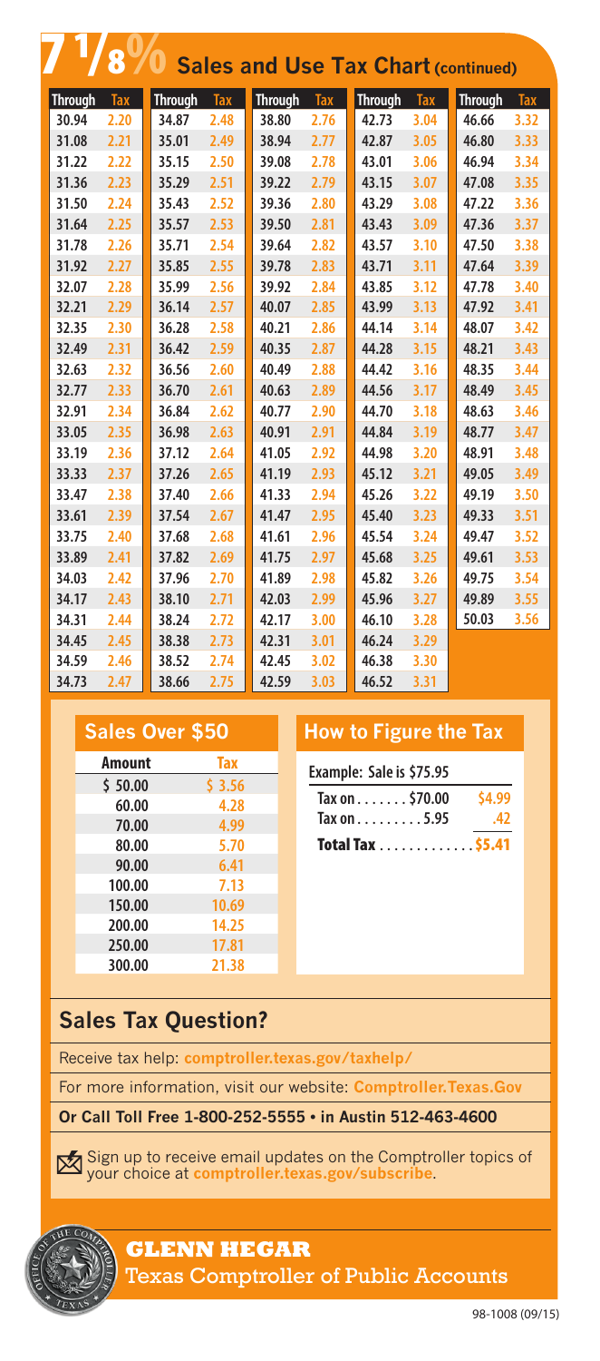# 7 1/8% Sales and Use Tax Chart (continued)

| Through | Tax | Through | Tax | Through | Tax | Through | Tax | Through | Tax |
|---|---|---|---|---|---|---|---|---|---|
| 30.94 | 2.20 | 34.87 | 2.48 | 38.80 | 2.76 | 42.73 | 3.04 | 46.66 | 3.32 |
| 31.08 | 2.21 | 35.01 | 2.49 | 38.94 | 2.77 | 42.87 | 3.05 | 46.80 | 3.33 |
| 31.22 | 2.22 | 35.15 | 2.50 | 39.08 | 2.78 | 43.01 | 3.06 | 46.94 | 3.34 |
| 31.36 | 2.23 | 35.29 | 2.51 | 39.22 | 2.79 | 43.15 | 3.07 | 47.08 | 3.35 |
| 31.50 | 2.24 | 35.43 | 2.52 | 39.36 | 2.80 | 43.29 | 3.08 | 47.22 | 3.36 |
| 31.64 | 2.25 | 35.57 | 2.53 | 39.50 | 2.81 | 43.43 | 3.09 | 47.36 | 3.37 |
| 31.78 | 2.26 | 35.71 | 2.54 | 39.64 | 2.82 | 43.57 | 3.10 | 47.50 | 3.38 |
| 31.92 | 2.27 | 35.85 | 2.55 | 39.78 | 2.83 | 43.71 | 3.11 | 47.64 | 3.39 |
| 32.07 | 2.28 | 35.99 | 2.56 | 39.92 | 2.84 | 43.85 | 3.12 | 47.78 | 3.40 |
| 32.21 | 2.29 | 36.14 | 2.57 | 40.07 | 2.85 | 43.99 | 3.13 | 47.92 | 3.41 |
| 32.35 | 2.30 | 36.28 | 2.58 | 40.21 | 2.86 | 44.14 | 3.14 | 48.07 | 3.42 |
| 32.49 | 2.31 | 36.42 | 2.59 | 40.35 | 2.87 | 44.28 | 3.15 | 48.21 | 3.43 |
| 32.63 | 2.32 | 36.56 | 2.60 | 40.49 | 2.88 | 44.42 | 3.16 | 48.35 | 3.44 |
| 32.77 | 2.33 | 36.70 | 2.61 | 40.63 | 2.89 | 44.56 | 3.17 | 48.49 | 3.45 |
| 32.91 | 2.34 | 36.84 | 2.62 | 40.77 | 2.90 | 44.70 | 3.18 | 48.63 | 3.46 |
| 33.05 | 2.35 | 36.98 | 2.63 | 40.91 | 2.91 | 44.84 | 3.19 | 48.77 | 3.47 |
| 33.19 | 2.36 | 37.12 | 2.64 | 41.05 | 2.92 | 44.98 | 3.20 | 48.91 | 3.48 |
| 33.33 | 2.37 | 37.26 | 2.65 | 41.19 | 2.93 | 45.12 | 3.21 | 49.05 | 3.49 |
| 33.47 | 2.38 | 37.40 | 2.66 | 41.33 | 2.94 | 45.26 | 3.22 | 49.19 | 3.50 |
| 33.61 | 2.39 | 37.54 | 2.67 | 41.47 | 2.95 | 45.40 | 3.23 | 49.33 | 3.51 |
| 33.75 | 2.40 | 37.68 | 2.68 | 41.61 | 2.96 | 45.54 | 3.24 | 49.47 | 3.52 |
| 33.89 | 2.41 | 37.82 | 2.69 | 41.75 | 2.97 | 45.68 | 3.25 | 49.61 | 3.53 |
| 34.03 | 2.42 | 37.96 | 2.70 | 41.89 | 2.98 | 45.82 | 3.26 | 49.75 | 3.54 |
| 34.17 | 2.43 | 38.10 | 2.71 | 42.03 | 2.99 | 45.96 | 3.27 | 49.89 | 3.55 |
| 34.31 | 2.44 | 38.24 | 2.72 | 42.17 | 3.00 | 46.10 | 3.28 | 50.03 | 3.56 |
| 34.45 | 2.45 | 38.38 | 2.73 | 42.31 | 3.01 | 46.24 | 3.29 | | |
| 34.59 | 2.46 | 38.52 | 2.74 | 42.45 | 3.02 | 46.38 | 3.30 | | |
| 34.73 | 2.47 | 38.66 | 2.75 | 42.59 | 3.03 | 46.52 | 3.31 | | |

## Sales Over $50

| Amount | Tax |
|---|---|
| $ 50.00 | $ 3.56 |
| 60.00 | 4.28 |
| 70.00 | 4.99 |
| 80.00 | 5.70 |
| 90.00 | 6.41 |
| 100.00 | 7.13 |
| 150.00 | 10.69 |
| 200.00 | 14.25 |
| 250.00 | 17.81 |
| 300.00 | 21.38 |

## How to Figure the Tax

Example: Sale is $75.95

| | |
|---|---|
| Tax on . . . . . . . $70.00 | $4.99 |
| Tax on . . . . . . . . . 5.95 | .42 |
| **Total Tax** . . . . . . . . . . . . . | **$5.41** |

## Sales Tax Question?

Receive tax help: **comptroller.texas.gov/taxhelp/**

For more information, visit our website: **Comptroller.Texas.Gov**

**Or Call Toll Free 1-800-252-5555 • in Austin 512-463-4600**

Sign up to receive email updates on the Comptroller topics of your choice at **comptroller.texas.gov/subscribe**.

**GLENN HEGAR**
Texas Comptroller of Public Accounts

98-1008 (09/15)